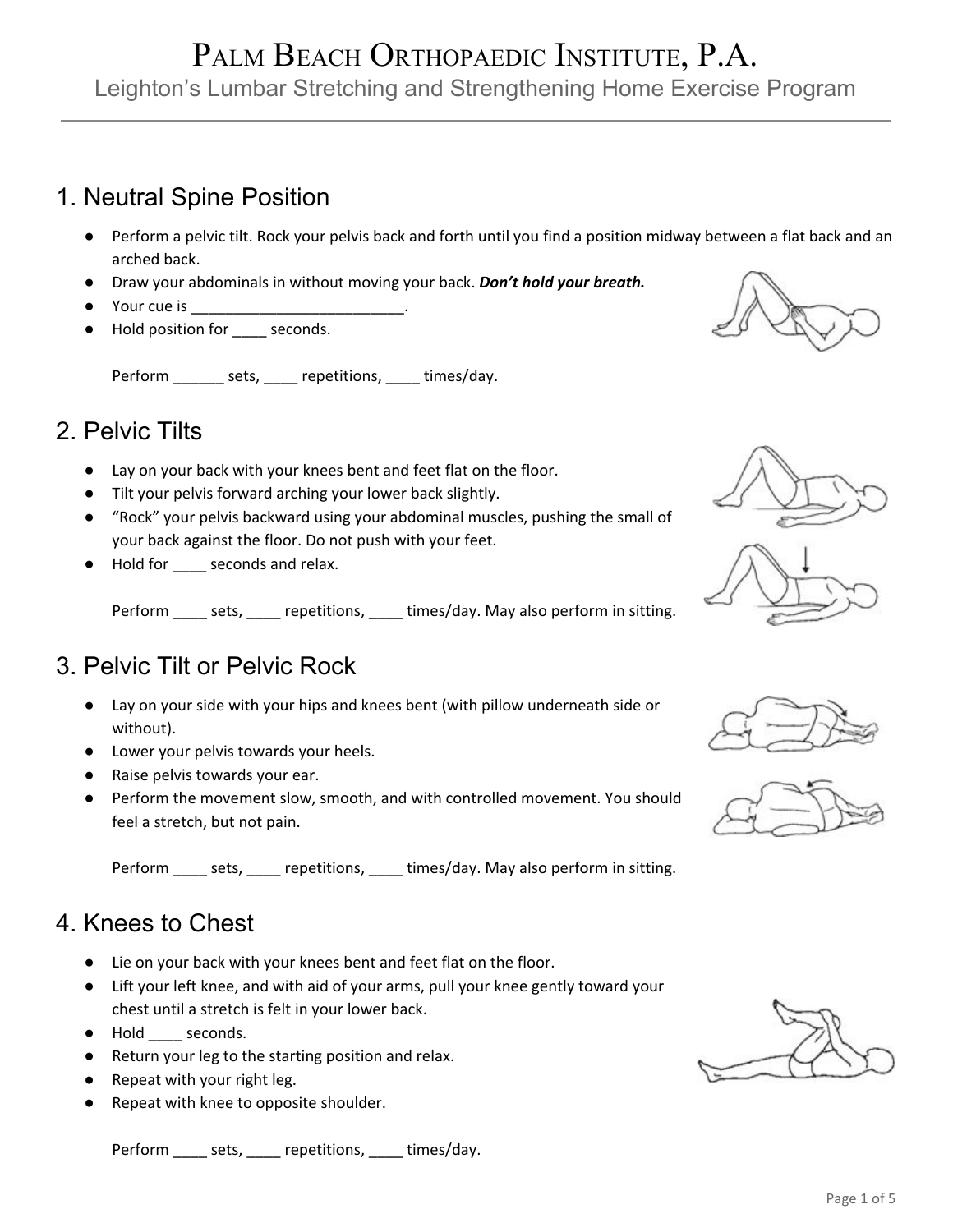# Palm Beach Orthopaedic Institute, P.A.

Leighton's Lumbar Stretching and Strengthening Home Exercise Program

## 1. Neutral Spine Position

- Perform a pelvic tilt. Rock your pelvis back and forth until you find a position midway between a flat back and an arched back.
- Draw your abdominals in without moving your back. ***Don't hold your breath.***
- Your cue is _________________________.
- Hold position for ____ seconds.

  Perform ______ sets, ____ repetitions, ____ times/day.

## 2. Pelvic Tilts

- Lay on your back with your knees bent and feet flat on the floor.
- Tilt your pelvis forward arching your lower back slightly.
- "Rock" your pelvis backward using your abdominal muscles, pushing the small of your back against the floor. Do not push with your feet.
- Hold for ____ seconds and relax.

  Perform ____ sets, ____ repetitions, ____ times/day. May also perform in sitting.

## 3. Pelvic Tilt or Pelvic Rock

- Lay on your side with your hips and knees bent (with pillow underneath side or without).
- Lower your pelvis towards your heels.
- Raise pelvis towards your ear.
- Perform the movement slow, smooth, and with controlled movement. You should feel a stretch, but not pain.

  Perform ____ sets, ____ repetitions, ____ times/day. May also perform in sitting.

## 4. Knees to Chest

- Lie on your back with your knees bent and feet flat on the floor.
- Lift your left knee, and with aid of your arms, pull your knee gently toward your chest until a stretch is felt in your lower back.
- Hold ____ seconds.
- Return your leg to the starting position and relax.
- Repeat with your right leg.
- Repeat with knee to opposite shoulder.

  Perform ____ sets, ____ repetitions, ____ times/day.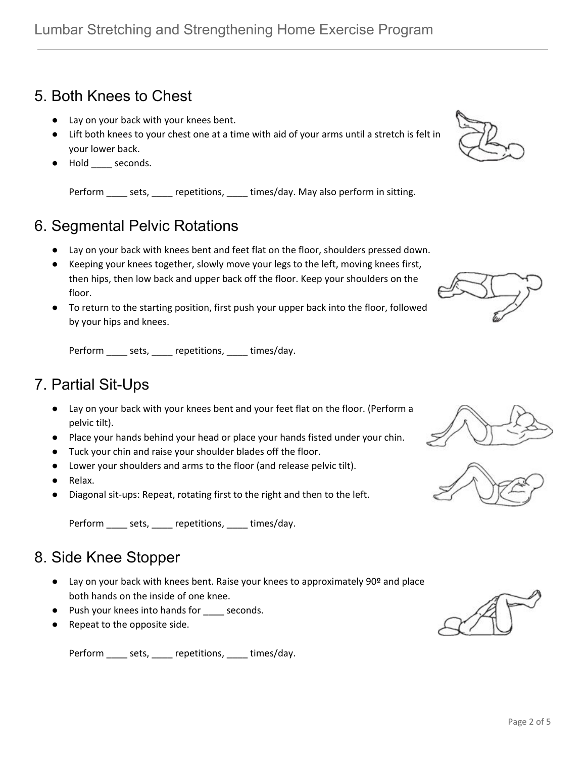## 5. Both Knees to Chest

- Lay on your back with your knees bent.
- Lift both knees to your chest one at a time with aid of your arms until a stretch is felt in your lower back.
- Hold ____ seconds.

Perform ____ sets, ____ repetitions, ____ times/day. May also perform in sitting.

## 6. Segmental Pelvic Rotations

- Lay on your back with knees bent and feet flat on the floor, shoulders pressed down.
- Keeping your knees together, slowly move your legs to the left, moving knees first, then hips, then low back and upper back off the floor. Keep your shoulders on the floor.
- To return to the starting position, first push your upper back into the floor, followed by your hips and knees.

Perform ____ sets, ____ repetitions, ____ times/day.

## 7. Partial Sit-Ups

- Lay on your back with your knees bent and your feet flat on the floor. (Perform a pelvic tilt).
- Place your hands behind your head or place your hands fisted under your chin.
- Tuck your chin and raise your shoulder blades off the floor.
- Lower your shoulders and arms to the floor (and release pelvic tilt).
- Relax.
- Diagonal sit-ups: Repeat, rotating first to the right and then to the left.

Perform ____ sets, ____ repetitions, ____ times/day.

## 8. Side Knee Stopper

- Lay on your back with knees bent. Raise your knees to approximately 90º and place both hands on the inside of one knee.
- Push your knees into hands for ____ seconds.
- Repeat to the opposite side.

Perform ____ sets, ____ repetitions, ____ times/day.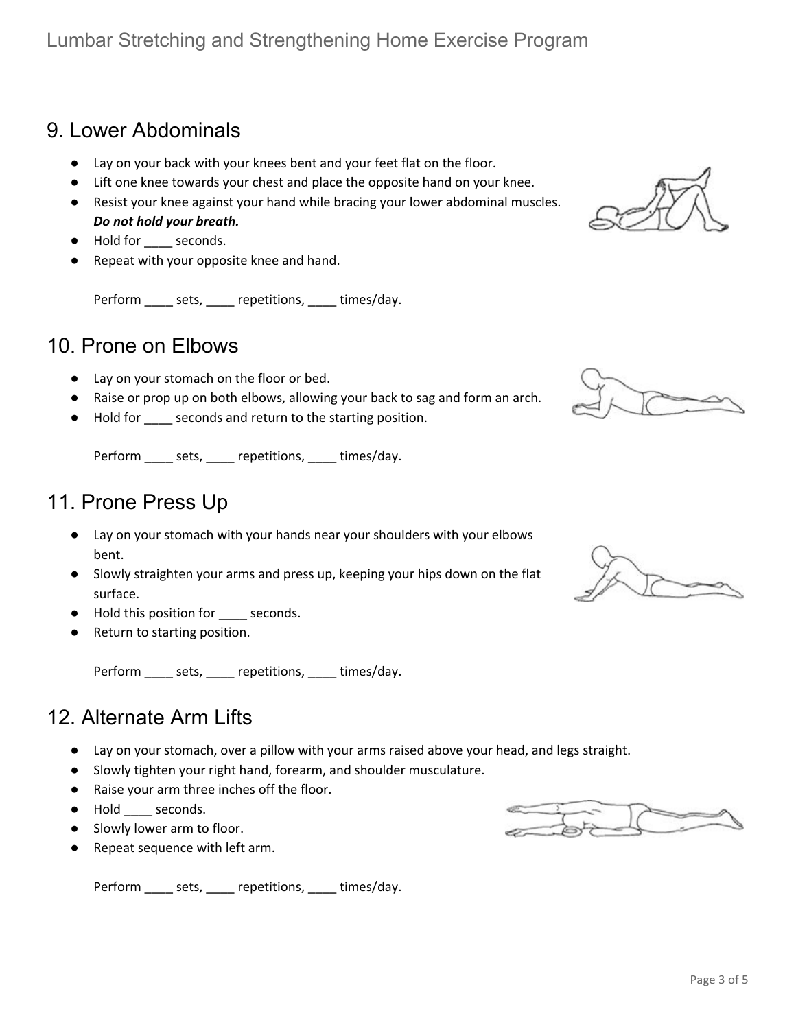## 9. Lower Abdominals

- Lay on your back with your knees bent and your feet flat on the floor.
- Lift one knee towards your chest and place the opposite hand on your knee.
- Resist your knee against your hand while bracing your lower abdominal muscles. ***Do not hold your breath.***
- Hold for ____ seconds.
- Repeat with your opposite knee and hand.

Perform ____ sets, ____ repetitions, ____ times/day.

## 10. Prone on Elbows

- Lay on your stomach on the floor or bed.
- Raise or prop up on both elbows, allowing your back to sag and form an arch.
- Hold for ____ seconds and return to the starting position.

Perform ____ sets, ____ repetitions, ____ times/day.

## 11. Prone Press Up

- Lay on your stomach with your hands near your shoulders with your elbows bent.
- Slowly straighten your arms and press up, keeping your hips down on the flat surface.
- Hold this position for ____ seconds.
- Return to starting position.

Perform ____ sets, ____ repetitions, ____ times/day.

## 12. Alternate Arm Lifts

- Lay on your stomach, over a pillow with your arms raised above your head, and legs straight.
- Slowly tighten your right hand, forearm, and shoulder musculature.
- Raise your arm three inches off the floor.
- Hold ____ seconds.
- Slowly lower arm to floor.
- Repeat sequence with left arm.

Perform ____ sets, ____ repetitions, ____ times/day.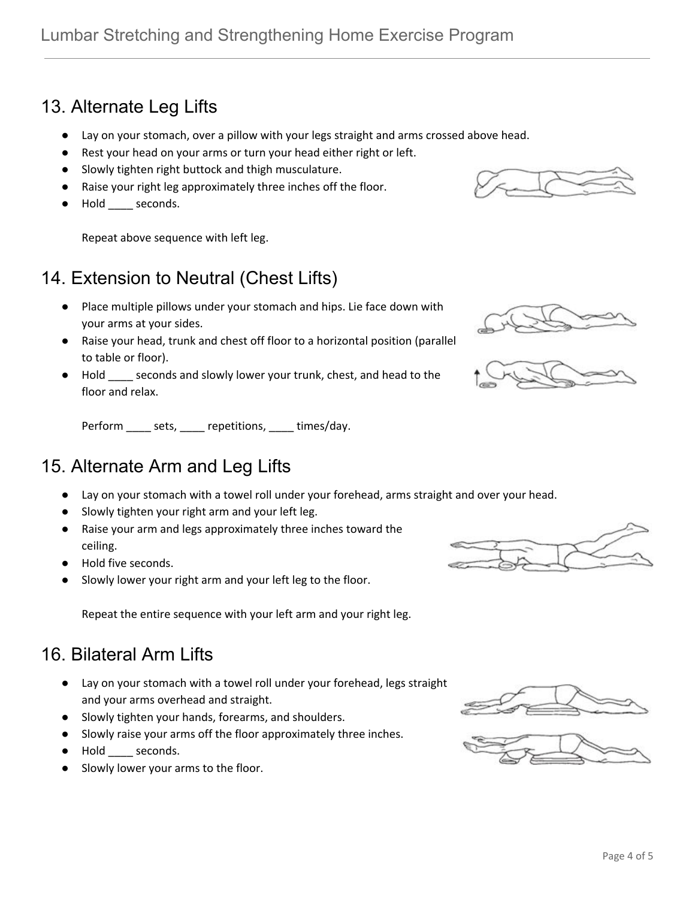## 13. Alternate Leg Lifts

- Lay on your stomach, over a pillow with your legs straight and arms crossed above head.
- Rest your head on your arms or turn your head either right or left.
- Slowly tighten right buttock and thigh musculature.
- Raise your right leg approximately three inches off the floor.
- Hold ____ seconds.

Repeat above sequence with left leg.

## 14. Extension to Neutral (Chest Lifts)

- Place multiple pillows under your stomach and hips. Lie face down with your arms at your sides.
- Raise your head, trunk and chest off floor to a horizontal position (parallel to table or floor).
- Hold ____ seconds and slowly lower your trunk, chest, and head to the floor and relax.

Perform ____ sets, ____ repetitions, ____ times/day.

## 15. Alternate Arm and Leg Lifts

- Lay on your stomach with a towel roll under your forehead, arms straight and over your head.
- Slowly tighten your right arm and your left leg.
- Raise your arm and legs approximately three inches toward the ceiling.
- Hold five seconds.
- Slowly lower your right arm and your left leg to the floor.

Repeat the entire sequence with your left arm and your right leg.

## 16. Bilateral Arm Lifts

- Lay on your stomach with a towel roll under your forehead, legs straight and your arms overhead and straight.
- Slowly tighten your hands, forearms, and shoulders.
- Slowly raise your arms off the floor approximately three inches.
- Hold ____ seconds.
- Slowly lower your arms to the floor.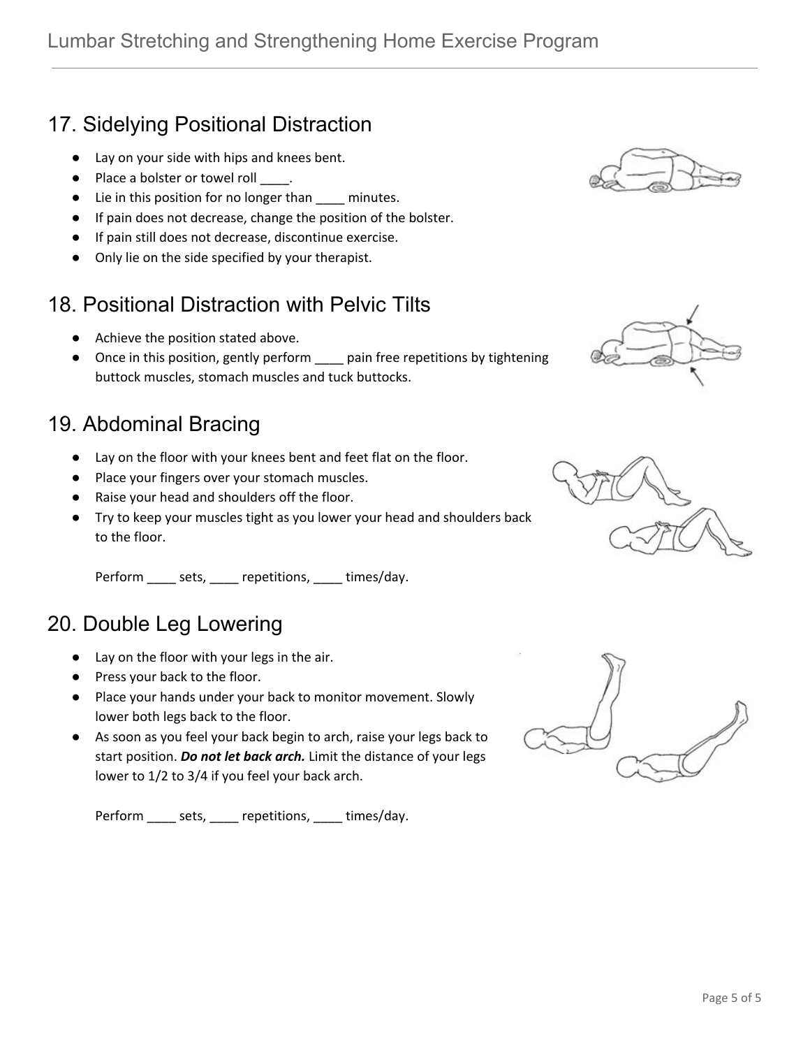## 17. Sidelying Positional Distraction

- Lay on your side with hips and knees bent.
- Place a bolster or towel roll ____.
- Lie in this position for no longer than ____ minutes.
- If pain does not decrease, change the position of the bolster.
- If pain still does not decrease, discontinue exercise.
- Only lie on the side specified by your therapist.

## 18. Positional Distraction with Pelvic Tilts

- Achieve the position stated above.
- Once in this position, gently perform ____ pain free repetitions by tightening buttock muscles, stomach muscles and tuck buttocks.

## 19. Abdominal Bracing

- Lay on the floor with your knees bent and feet flat on the floor.
- Place your fingers over your stomach muscles.
- Raise your head and shoulders off the floor.
- Try to keep your muscles tight as you lower your head and shoulders back to the floor.

Perform ____ sets, ____ repetitions, ____ times/day.

## 20. Double Leg Lowering

- Lay on the floor with your legs in the air.
- Press your back to the floor.
- Place your hands under your back to monitor movement. Slowly lower both legs back to the floor.
- As soon as you feel your back begin to arch, raise your legs back to start position. ***Do not let back arch.*** Limit the distance of your legs lower to 1/2 to 3/4 if you feel your back arch.

Perform ____ sets, ____ repetitions, ____ times/day.